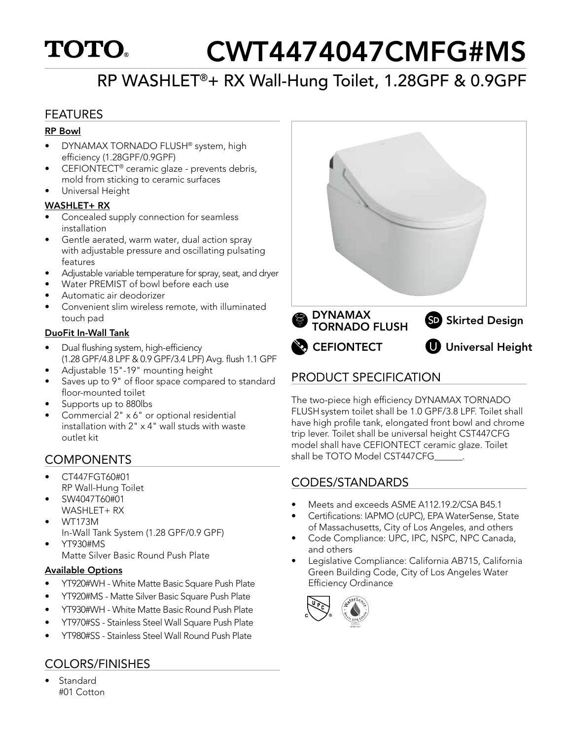# TOTO

# CWT4474047CMFG#MS

## RP WASHLET®+ RX Wall-Hung Toilet, 1.28GPF & 0.9GPF

## FEATURES

**RP Bowl**

- DYNAMAX TORNADO FLUSH® system, high efficiency (1.28GPF/0.9GPF)
- CEFIONTECT® ceramic glaze - prevents debris, mold from sticking to ceramic surfaces
- Universal Height

**WASHLET+ RX**

- Concealed supply connection for seamless installation
- Gentle aerated, warm water, dual action spray with adjustable pressure and oscillating pulsating features
- Adjustable variable temperature for spray, seat, and dryer
- Water PREMIST of bowl before each use
- Automatic air deodorizer
- Convenient slim wireless remote, with illuminated touch pad

**DuoFit In-Wall Tank**

- Dual flushing system, high-efficiency (1.28 GPF/4.8 LPF & 0.9 GPF/3.4 LPF) Avg. flush 1.1 GPF
- Adjustable 15"-19" mounting height
- Saves up to 9" of floor space compared to standard floor-mounted toilet
- Supports up to 880lbs
- Commercial 2" x 6" or optional residential installation with 2" x 4" wall studs with waste outlet kit

DYNAMAX TORNADO FLUSH

Skirted Design

CEFIONTECT

Universal Height

## COMPONENTS

- CT447FGT60#01
  RP Wall-Hung Toilet
- SW4047T60#01
  WASHLET+ RX
- WT173M
  In-Wall Tank System (1.28 GPF/0.9 GPF)
- YT930#MS
  Matte Silver Basic Round Push Plate

**Available Options**

- YT920#WH - White Matte Basic Square Push Plate
- YT920#MS - Matte Silver Basic Square Push Plate
- YT930#WH - White Matte Basic Round Push Plate
- YT970#SS - Stainless Steel Wall Square Push Plate
- YT980#SS - Stainless Steel Wall Round Push Plate

## COLORS/FINISHES

- Standard
  #01 Cotton

## PRODUCT SPECIFICATION

The two-piece high efficiency DYNAMAX TORNADO FLUSH system toilet shall be 1.0 GPF/3.8 LPF. Toilet shall have high profile tank, elongated front bowl and chrome trip lever. Toilet shall be universal height CST447CFG model shall have CEFIONTECT ceramic glaze. Toilet shall be TOTO Model CST447CFG______.

## CODES/STANDARDS

- Meets and exceeds ASME A112.19.2/CSA B45.1
- Certifications: IAPMO (cUPC), EPA WaterSense, State of Massachusetts, City of Los Angeles, and others
- Code Compliance: UPC, IPC, NSPC, NPC Canada, and others
- Legislative Compliance: California AB715, California Green Building Code, City of Los Angeles Water Efficiency Ordinance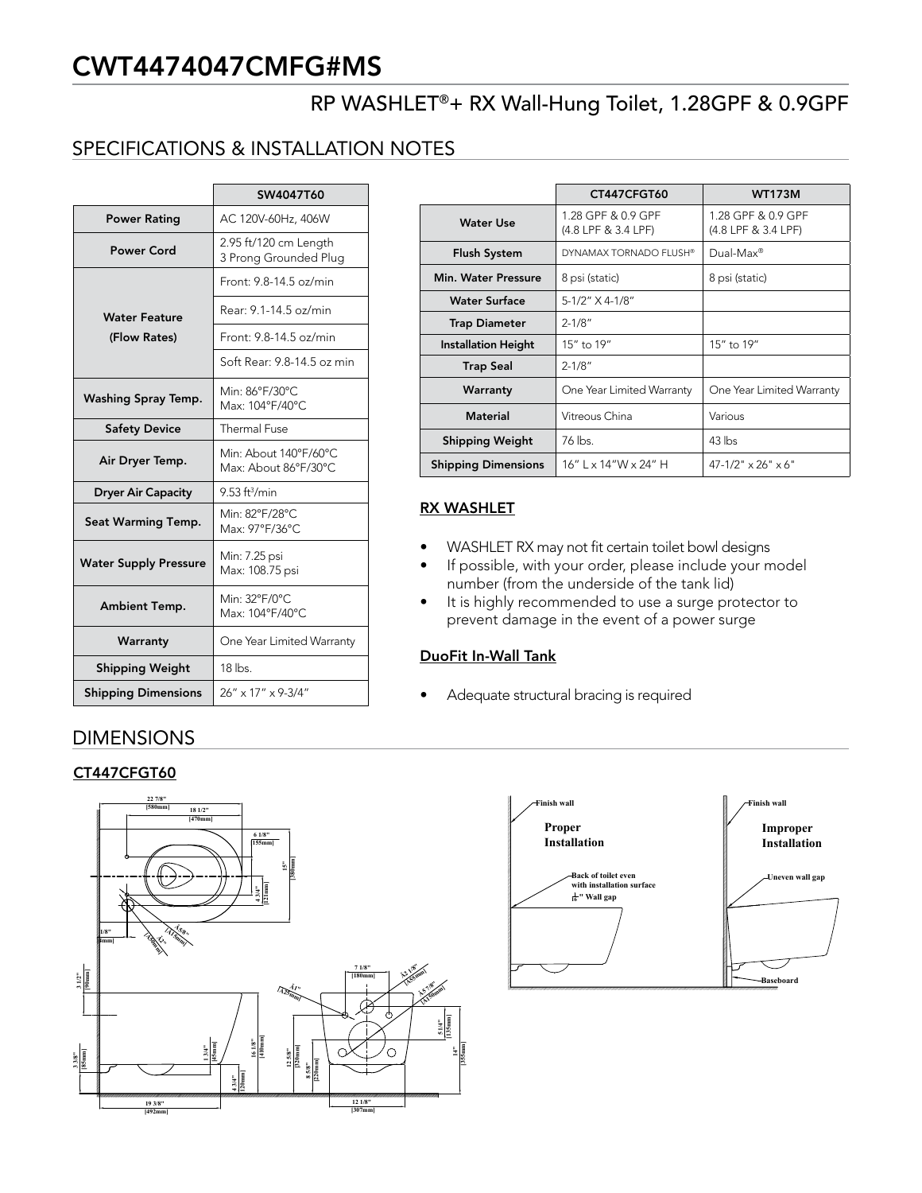# CWT4474047CMFG#MS

## RP WASHLET®+ RX Wall-Hung Toilet, 1.28GPF & 0.9GPF

## SPECIFICATIONS & INSTALLATION NOTES

| | SW4047T60 |
|---|---|
| Power Rating | AC 120V-60Hz, 406W |
| Power Cord | 2.95 ft/120 cm Length<br>3 Prong Grounded Plug |
| Water Feature (Flow Rates) | Front: 9.8-14.5 oz/min |
| | Rear: 9.1-14.5 oz/min |
| | Front: 9.8-14.5 oz/min |
| | Soft Rear: 9.8-14.5 oz min |
| Washing Spray Temp. | Min: 86°F/30°C<br>Max: 104°F/40°C |
| Safety Device | Thermal Fuse |
| Air Dryer Temp. | Min: About 140°F/60°C<br>Max: About 86°F/30°C |
| Dryer Air Capacity | 9.53 ft³/min |
| Seat Warming Temp. | Min: 82°F/28°C<br>Max: 97°F/36°C |
| Water Supply Pressure | Min: 7.25 psi<br>Max: 108.75 psi |
| Ambient Temp. | Min: 32°F/0°C<br>Max: 104°F/40°C |
| Warranty | One Year Limited Warranty |
| Shipping Weight | 18 lbs. |
| Shipping Dimensions | 26" x 17" x 9-3/4" |

| | CT447CFGT60 | WT173M |
|---|---|---|
| Water Use | 1.28 GPF & 0.9 GPF (4.8 LPF & 3.4 LPF) | 1.28 GPF & 0.9 GPF (4.8 LPF & 3.4 LPF) |
| Flush System | DYNAMAX TORNADO FLUSH® | Dual-Max® |
| Min. Water Pressure | 8 psi (static) | 8 psi (static) |
| Water Surface | 5-1/2" X 4-1/8" | |
| Trap Diameter | 2-1/8" | |
| Installation Height | 15" to 19" | 15" to 19" |
| Trap Seal | 2-1/8" | |
| Warranty | One Year Limited Warranty | One Year Limited Warranty |
| Material | Vitreous China | Various |
| Shipping Weight | 76 lbs. | 43 lbs |
| Shipping Dimensions | 16" L x 14"W x 24" H | 47-1/2" x 26" x 6" |

### RX WASHLET

- WASHLET RX may not fit certain toilet bowl designs
- If possible, with your order, please include your model number (from the underside of the tank lid)
- It is highly recommended to use a surge protector to prevent damage in the event of a power surge

### DuoFit In-Wall Tank

- Adequate structural bracing is required

## DIMENSIONS

### CT447CFGT60

22 7/8" [580mm]
18 1/2" [470mm]
6 1/8" [155mm]
15" [380mm]
4 3/4" [121mm]
1/8" [3mm]
Ø 5/8" [Ø15mm]
Ø2" [Ø50mm]
3 1/2" [90mm]
3 3/8" [85mm]
1 3/4" [45mm]
16 1/8" [410mm]
4 3/4" [120mm]
19 3/8" [492mm]
Ø1" [Ø25mm]
7 1/8" [180mm]
Ø2 1/8" [Ø55mm]
Ø5 7/8" [Ø150mm]
5 1/4" [135mm]
14" [355mm]
12 5/8" [320mm]
8 5/8" [220mm]
12 1/8" [307mm]

Finish wall
Proper Installation
Back of toilet even with installation surface
1/16" Wall gap

Finish wall
Improper Installation
Uneven wall gap
Baseboard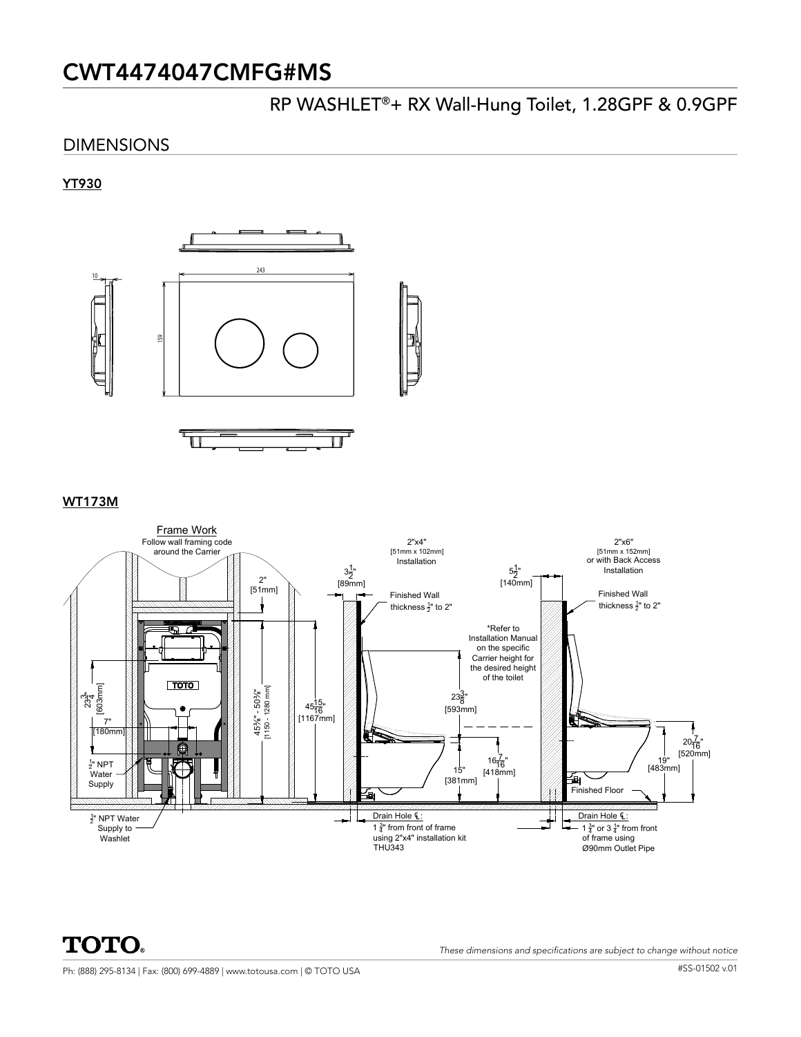# CWT4474047CMFG#MS

## RP WASHLET®+ RX Wall-Hung Toilet, 1.28GPF & 0.9GPF

## DIMENSIONS

### YT930

10

243

159

### WT173M

Frame Work
Follow wall framing code around the Carrier

2"
[51mm]

$23\frac{3}{4}$"
[603mm]

7"
[180mm]

$\frac{1}{2}$" NPT Water Supply

$\frac{1}{2}$" NPT Water Supply to Washlet

$45\frac{3}{8}$" - $50\frac{3}{8}$"
[1150 - 1280 mm]

$45\frac{15}{16}$"
[1167mm]

2"x4"
[51mm x 102mm]
Installation

$3\frac{1}{2}$"
[89mm]

Finished Wall thickness $\frac{1}{2}$" to 2"

$23\frac{3}{8}$"
[593mm]

15"
[381mm]

$16\frac{7}{16}$"
[418mm]

Drain Hole ℄:
$1\frac{3}{4}$" from front of frame using 2"x4" installation kit THU343

*Refer to Installation Manual on the specific Carrier height for the desired height of the toilet

2"x6"
[51mm x 152mm]
or with Back Access Installation

$5\frac{1}{2}$"
[140mm]

Finished Wall thickness $\frac{1}{2}$" to 2"

$20\frac{7}{16}$"
[520mm]

19"
[483mm]

Finished Floor

Drain Hole ℄:
$1\frac{3}{4}$" or $3\frac{1}{4}$" from front of frame using Ø90mm Outlet Pipe

*These dimensions and specifications are subject to change without notice*

Ph: (888) 295-8134 | Fax: (800) 699-4889 | www.totousa.com | © TOTO USA

#SS-01502 v.01